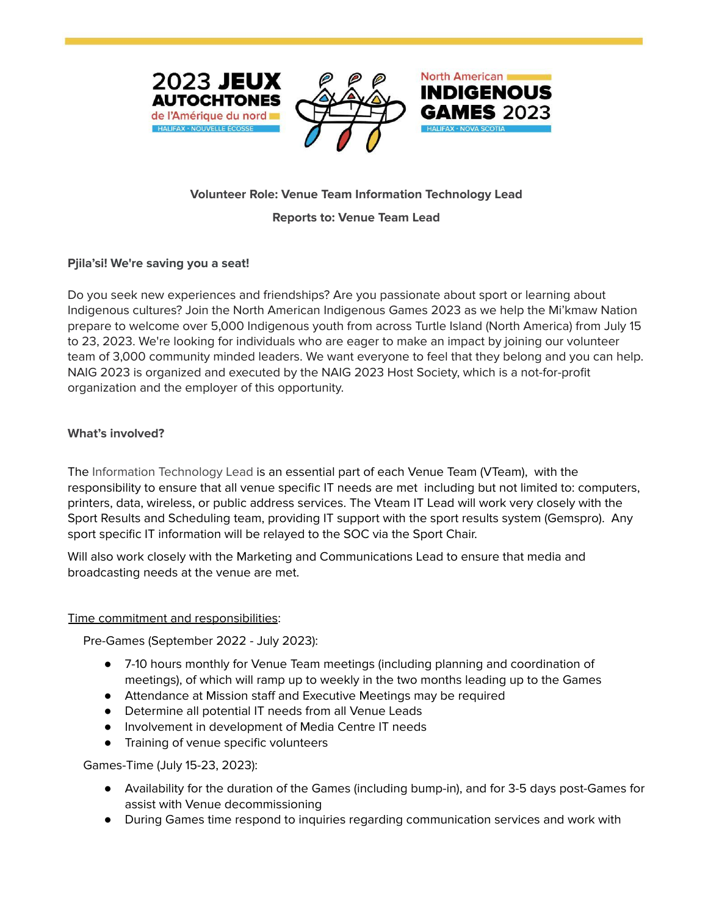**Volunteer Role: Venue Team Information Technology Lead**

**Reports to: Venue Team Lead**

**Pjila'si! We're saving you a seat!**

Do you seek new experiences and friendships? Are you passionate about sport or learning about Indigenous cultures? Join the North American Indigenous Games 2023 as we help the Mi'kmaw Nation prepare to welcome over 5,000 Indigenous youth from across Turtle Island (North America) from July 15 to 23, 2023. We're looking for individuals who are eager to make an impact by joining our volunteer team of 3,000 community minded leaders. We want everyone to feel that they belong and you can help. NAIG 2023 is organized and executed by the NAIG 2023 Host Society, which is a not-for-profit organization and the employer of this opportunity.

**What's involved?**

The Information Technology Lead is an essential part of each Venue Team (VTeam), with the responsibility to ensure that all venue specific IT needs are met including but not limited to: computers, printers, data, wireless, or public address services. The Vteam IT Lead will work very closely with the Sport Results and Scheduling team, providing IT support with the sport results system (Gemspro). Any sport specific IT information will be relayed to the SOC via the Sport Chair.

Will also work closely with the Marketing and Communications Lead to ensure that media and broadcasting needs at the venue are met.

<u>Time commitment and responsibilities</u>:

Pre-Games (September 2022 - July 2023):

- 7-10 hours monthly for Venue Team meetings (including planning and coordination of meetings), of which will ramp up to weekly in the two months leading up to the Games
- Attendance at Mission staff and Executive Meetings may be required
- Determine all potential IT needs from all Venue Leads
- Involvement in development of Media Centre IT needs
- Training of venue specific volunteers

Games-Time (July 15-23, 2023):

- Availability for the duration of the Games (including bump-in), and for 3-5 days post-Games for assist with Venue decommissioning
- During Games time respond to inquiries regarding communication services and work with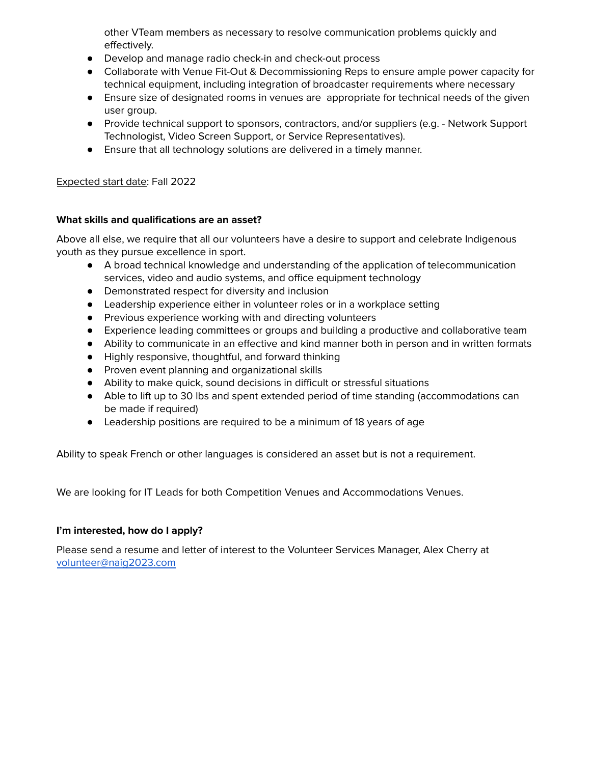other VTeam members as necessary to resolve communication problems quickly and effectively.

- Develop and manage radio check-in and check-out process
- Collaborate with Venue Fit-Out & Decommissioning Reps to ensure ample power capacity for technical equipment, including integration of broadcaster requirements where necessary
- Ensure size of designated rooms in venues are  appropriate for technical needs of the given user group.
- Provide technical support to sponsors, contractors, and/or suppliers (e.g. - Network Support Technologist, Video Screen Support, or Service Representatives).
- Ensure that all technology solutions are delivered in a timely manner.

<u>Expected start date</u>: Fall 2022

**What skills and qualifications are an asset?**

Above all else, we require that all our volunteers have a desire to support and celebrate Indigenous youth as they pursue excellence in sport.

- A broad technical knowledge and understanding of the application of telecommunication services, video and audio systems, and office equipment technology
- Demonstrated respect for diversity and inclusion
- Leadership experience either in volunteer roles or in a workplace setting
- Previous experience working with and directing volunteers
- Experience leading committees or groups and building a productive and collaborative team
- Ability to communicate in an effective and kind manner both in person and in written formats
- Highly responsive, thoughtful, and forward thinking
- Proven event planning and organizational skills
- Ability to make quick, sound decisions in difficult or stressful situations
- Able to lift up to 30 lbs and spent extended period of time standing (accommodations can be made if required)
- Leadership positions are required to be a minimum of 18 years of age

Ability to speak French or other languages is considered an asset but is not a requirement.

We are looking for IT Leads for both Competition Venues and Accommodations Venues.

**I'm interested, how do I apply?**

Please send a resume and letter of interest to the Volunteer Services Manager, Alex Cherry at [volunteer@naig2023.com](mailto:volunteer@naig2023.com)